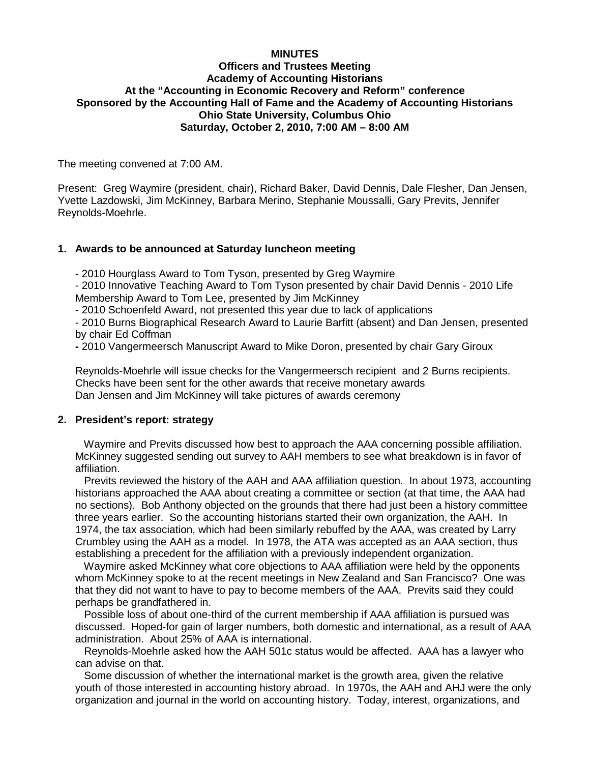**MINUTES**
**Officers and Trustees Meeting**
**Academy of Accounting Historians**
**At the "Accounting in Economic Recovery and Reform" conference**
**Sponsored by the Accounting Hall of Fame and the Academy of Accounting Historians**
**Ohio State University, Columbus Ohio**
**Saturday, October 2, 2010, 7:00 AM – 8:00 AM**

The meeting convened at 7:00 AM.

Present: Greg Waymire (president, chair), Richard Baker, David Dennis, Dale Flesher, Dan Jensen, Yvette Lazdowski, Jim McKinney, Barbara Merino, Stephanie Moussalli, Gary Previts, Jennifer Reynolds-Moehrle.

## 1. Awards to be announced at Saturday luncheon meeting

- 2010 Hourglass Award to Tom Tyson, presented by Greg Waymire
- 2010 Innovative Teaching Award to Tom Tyson presented by chair David Dennis - 2010 Life Membership Award to Tom Lee, presented by Jim McKinney
- 2010 Schoenfeld Award, not presented this year due to lack of applications
- 2010 Burns Biographical Research Award to Laurie Barfitt (absent) and Dan Jensen, presented by chair Ed Coffman
- 2010 Vangermeersch Manuscript Award to Mike Doron, presented by chair Gary Giroux

Reynolds-Moehrle will issue checks for the Vangermeersch recipient and 2 Burns recipients. Checks have been sent for the other awards that receive monetary awards
Dan Jensen and Jim McKinney will take pictures of awards ceremony

## 2. President's report: strategy

Waymire and Previts discussed how best to approach the AAA concerning possible affiliation. McKinney suggested sending out survey to AAH members to see what breakdown is in favor of affiliation.

Previts reviewed the history of the AAH and AAA affiliation question. In about 1973, accounting historians approached the AAA about creating a committee or section (at that time, the AAA had no sections). Bob Anthony objected on the grounds that there had just been a history committee three years earlier. So the accounting historians started their own organization, the AAH. In 1974, the tax association, which had been similarly rebuffed by the AAA, was created by Larry Crumbley using the AAH as a model. In 1978, the ATA was accepted as an AAA section, thus establishing a precedent for the affiliation with a previously independent organization.

Waymire asked McKinney what core objections to AAA affiliation were held by the opponents whom McKinney spoke to at the recent meetings in New Zealand and San Francisco? One was that they did not want to have to pay to become members of the AAA. Previts said they could perhaps be grandfathered in.

Possible loss of about one-third of the current membership if AAA affiliation is pursued was discussed. Hoped-for gain of larger numbers, both domestic and international, as a result of AAA administration. About 25% of AAA is international.

Reynolds-Moehrle asked how the AAH 501c status would be affected. AAA has a lawyer who can advise on that.

Some discussion of whether the international market is the growth area, given the relative youth of those interested in accounting history abroad. In 1970s, the AAH and AHJ were the only organization and journal in the world on accounting history. Today, interest, organizations, and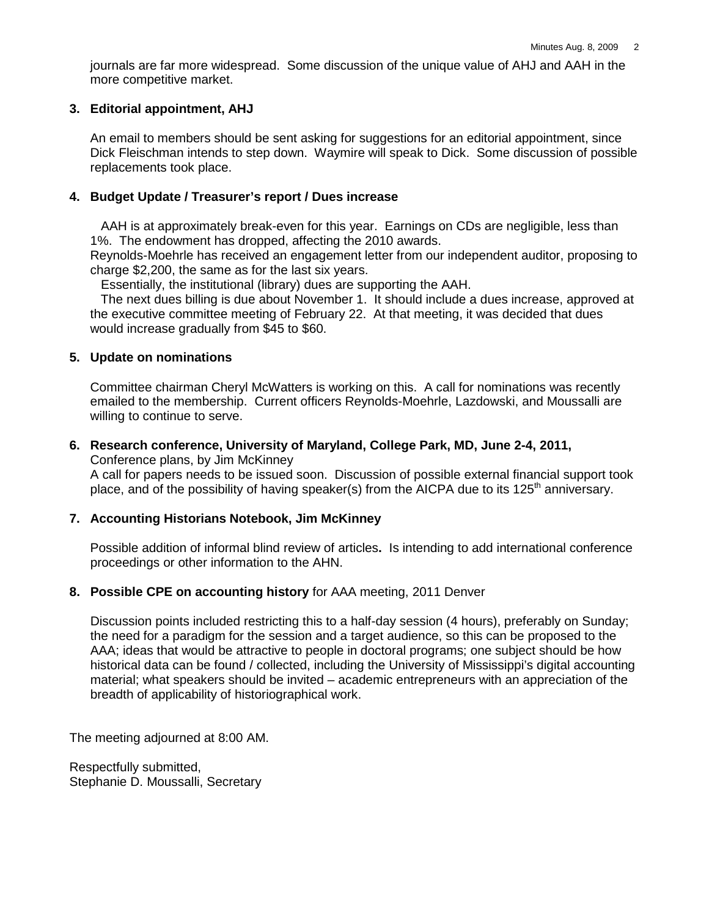journals are far more widespread. Some discussion of the unique value of AHJ and AAH in the more competitive market.

**3. Editorial appointment, AHJ**

An email to members should be sent asking for suggestions for an editorial appointment, since Dick Fleischman intends to step down. Waymire will speak to Dick. Some discussion of possible replacements took place.

**4. Budget Update / Treasurer's report / Dues increase**

AAH is at approximately break-even for this year. Earnings on CDs are negligible, less than 1%. The endowment has dropped, affecting the 2010 awards.

Reynolds-Moehrle has received an engagement letter from our independent auditor, proposing to charge $2,200, the same as for the last six years.

Essentially, the institutional (library) dues are supporting the AAH.

The next dues billing is due about November 1. It should include a dues increase, approved at the executive committee meeting of February 22. At that meeting, it was decided that dues would increase gradually from $45 to $60.

**5. Update on nominations**

Committee chairman Cheryl McWatters is working on this. A call for nominations was recently emailed to the membership. Current officers Reynolds-Moehrle, Lazdowski, and Moussalli are willing to continue to serve.

**6. Research conference, University of Maryland, College Park, MD, June 2-4, 2011,**

Conference plans, by Jim McKinney

A call for papers needs to be issued soon. Discussion of possible external financial support took place, and of the possibility of having speaker(s) from the AICPA due to its 125th anniversary.

**7. Accounting Historians Notebook, Jim McKinney**

Possible addition of informal blind review of articles**.** Is intending to add international conference proceedings or other information to the AHN.

**8. Possible CPE on accounting history** for AAA meeting, 2011 Denver

Discussion points included restricting this to a half-day session (4 hours), preferably on Sunday; the need for a paradigm for the session and a target audience, so this can be proposed to the AAA; ideas that would be attractive to people in doctoral programs; one subject should be how historical data can be found / collected, including the University of Mississippi's digital accounting material; what speakers should be invited – academic entrepreneurs with an appreciation of the breadth of applicability of historiographical work.

The meeting adjourned at 8:00 AM.

Respectfully submitted,
Stephanie D. Moussalli, Secretary